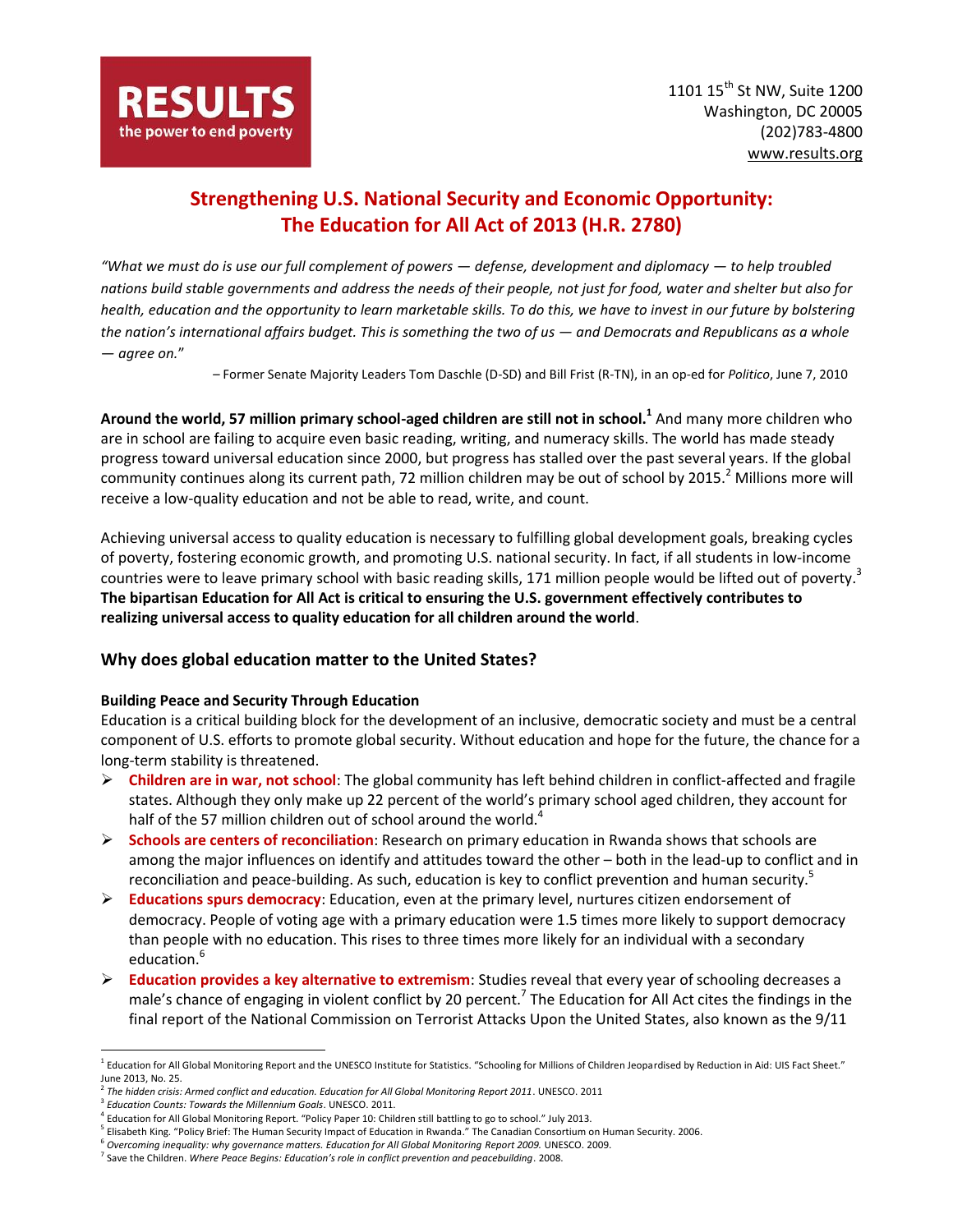**RESULTS**
the power to end poverty

1101 15th St NW, Suite 1200
Washington, DC 20005
(202)783-4800
www.results.org

# Strengthening U.S. National Security and Economic Opportunity: The Education for All Act of 2013 (H.R. 2780)

*"What we must do is use our full complement of powers — defense, development and diplomacy — to help troubled nations build stable governments and address the needs of their people, not just for food, water and shelter but also for health, education and the opportunity to learn marketable skills. To do this, we have to invest in our future by bolstering the nation's international affairs budget. This is something the two of us — and Democrats and Republicans as a whole — agree on."*

– Former Senate Majority Leaders Tom Daschle (D-SD) and Bill Frist (R-TN), in an op-ed for *Politico*, June 7, 2010

**Around the world, 57 million primary school-aged children are still not in school.[1]** And many more children who are in school are failing to acquire even basic reading, writing, and numeracy skills. The world has made steady progress toward universal education since 2000, but progress has stalled over the past several years. If the global community continues along its current path, 72 million children may be out of school by 2015.[2] Millions more will receive a low-quality education and not be able to read, write, and count.

Achieving universal access to quality education is necessary to fulfilling global development goals, breaking cycles of poverty, fostering economic growth, and promoting U.S. national security. In fact, if all students in low-income countries were to leave primary school with basic reading skills, 171 million people would be lifted out of poverty.[3] **The bipartisan Education for All Act is critical to ensuring the U.S. government effectively contributes to realizing universal access to quality education for all children around the world**.

## Why does global education matter to the United States?

**Building Peace and Security Through Education**

Education is a critical building block for the development of an inclusive, democratic society and must be a central component of U.S. efforts to promote global security. Without education and hope for the future, the chance for a long-term stability is threatened.

- **Children are in war, not school**: The global community has left behind children in conflict-affected and fragile states. Although they only make up 22 percent of the world's primary school aged children, they account for half of the 57 million children out of school around the world.[4]
- **Schools are centers of reconciliation**: Research on primary education in Rwanda shows that schools are among the major influences on identify and attitudes toward the other – both in the lead-up to conflict and in reconciliation and peace-building. As such, education is key to conflict prevention and human security.[5]
- **Educations spurs democracy**: Education, even at the primary level, nurtures citizen endorsement of democracy. People of voting age with a primary education were 1.5 times more likely to support democracy than people with no education. This rises to three times more likely for an individual with a secondary education.[6]
- **Education provides a key alternative to extremism**: Studies reveal that every year of schooling decreases a male's chance of engaging in violent conflict by 20 percent.[7] The Education for All Act cites the findings in the final report of the National Commission on Terrorist Attacks Upon the United States, also known as the 9/11

---

[1] Education for All Global Monitoring Report and the UNESCO Institute for Statistics. "Schooling for Millions of Children Jeopardised by Reduction in Aid: UIS Fact Sheet." June 2013, No. 25.
[2] *The hidden crisis: Armed conflict and education. Education for All Global Monitoring Report 2011*. UNESCO. 2011
[3] *Education Counts: Towards the Millennium Goals*. UNESCO. 2011.
[4] Education for All Global Monitoring Report. "Policy Paper 10: Children still battling to go to school." July 2013.
[5] Elisabeth King. "Policy Brief: The Human Security Impact of Education in Rwanda." The Canadian Consortium on Human Security. 2006.
[6] *Overcoming inequality: why governance matters. Education for All Global Monitoring Report 2009.* UNESCO. 2009.
[7] Save the Children. *Where Peace Begins: Education's role in conflict prevention and peacebuilding*. 2008.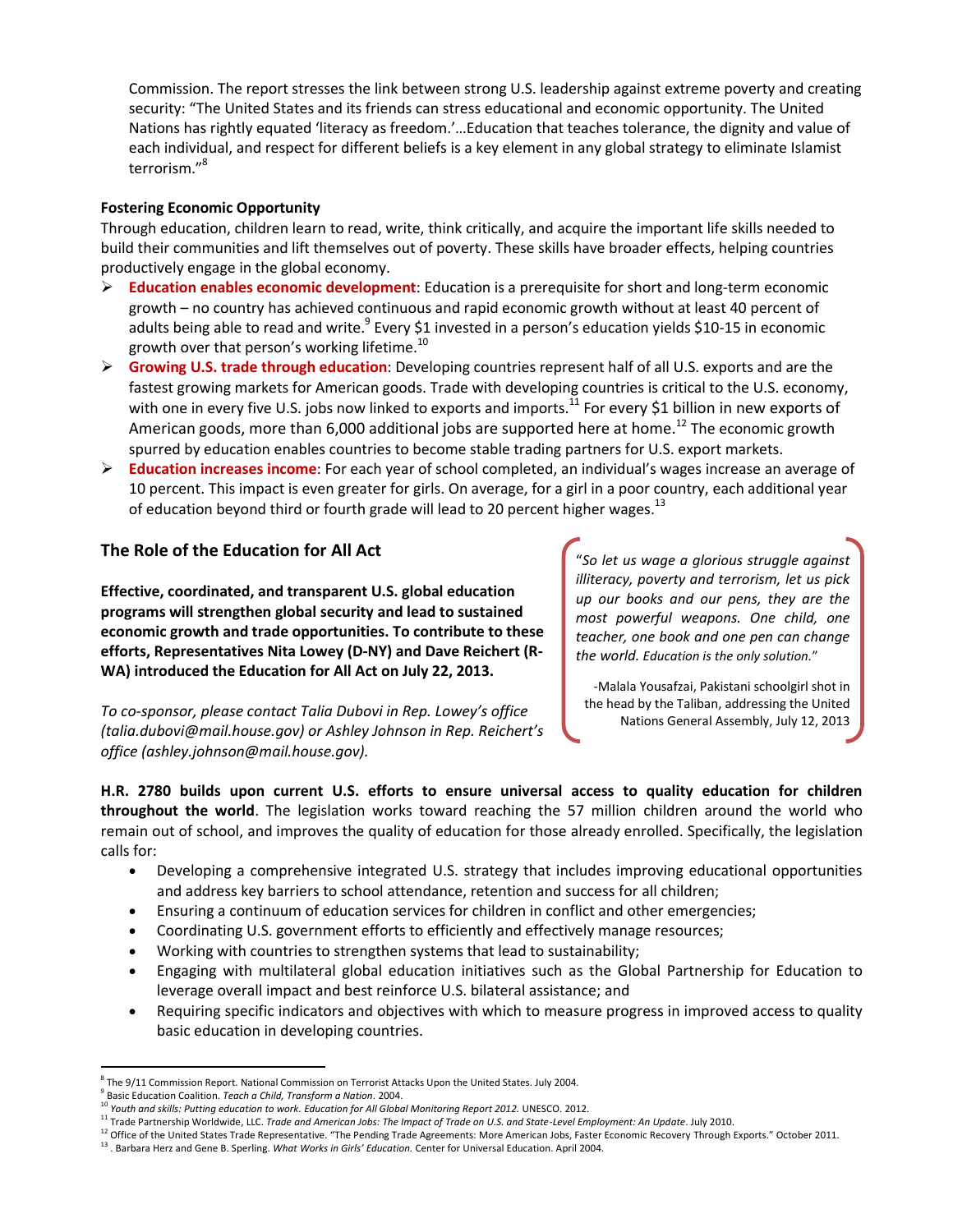Commission. The report stresses the link between strong U.S. leadership against extreme poverty and creating security: "The United States and its friends can stress educational and economic opportunity. The United Nations has rightly equated 'literacy as freedom.'…Education that teaches tolerance, the dignity and value of each individual, and respect for different beliefs is a key element in any global strategy to eliminate Islamist terrorism."[8]

**Fostering Economic Opportunity**

Through education, children learn to read, write, think critically, and acquire the important life skills needed to build their communities and lift themselves out of poverty. These skills have broader effects, helping countries productively engage in the global economy.

- **Education enables economic development**: Education is a prerequisite for short and long-term economic growth – no country has achieved continuous and rapid economic growth without at least 40 percent of adults being able to read and write.[9] Every $1 invested in a person's education yields $10-15 in economic growth over that person's working lifetime.[10]
- **Growing U.S. trade through education**: Developing countries represent half of all U.S. exports and are the fastest growing markets for American goods. Trade with developing countries is critical to the U.S. economy, with one in every five U.S. jobs now linked to exports and imports.[11] For every $1 billion in new exports of American goods, more than 6,000 additional jobs are supported here at home.[12] The economic growth spurred by education enables countries to become stable trading partners for U.S. export markets.
- **Education increases income**: For each year of school completed, an individual's wages increase an average of 10 percent. This impact is even greater for girls. On average, for a girl in a poor country, each additional year of education beyond third or fourth grade will lead to 20 percent higher wages.[13]

## The Role of the Education for All Act

**Effective, coordinated, and transparent U.S. global education programs will strengthen global security and lead to sustained economic growth and trade opportunities. To contribute to these efforts, Representatives Nita Lowey (D-NY) and Dave Reichert (R-WA) introduced the Education for All Act on July 22, 2013.**

*To co-sponsor, please contact Talia Dubovi in Rep. Lowey's office (talia.dubovi@mail.house.gov) or Ashley Johnson in Rep. Reichert's office (ashley.johnson@mail.house.gov).*

> "*So let us wage a glorious struggle against illiteracy, poverty and terrorism, let us pick up our books and our pens, they are the most powerful weapons. One child, one teacher, one book and one pen can change the world. Education is the only solution.*"
>
> -Malala Yousafzai, Pakistani schoolgirl shot in the head by the Taliban, addressing the United Nations General Assembly, July 12, 2013

**H.R. 2780 builds upon current U.S. efforts to ensure universal access to quality education for children throughout the world**. The legislation works toward reaching the 57 million children around the world who remain out of school, and improves the quality of education for those already enrolled. Specifically, the legislation calls for:

- Developing a comprehensive integrated U.S. strategy that includes improving educational opportunities and address key barriers to school attendance, retention and success for all children;
- Ensuring a continuum of education services for children in conflict and other emergencies;
- Coordinating U.S. government efforts to efficiently and effectively manage resources;
- Working with countries to strengthen systems that lead to sustainability;
- Engaging with multilateral global education initiatives such as the Global Partnership for Education to leverage overall impact and best reinforce U.S. bilateral assistance; and
- Requiring specific indicators and objectives with which to measure progress in improved access to quality basic education in developing countries.

---

[8] The 9/11 Commission Report. National Commission on Terrorist Attacks Upon the United States. July 2004.

[9] Basic Education Coalition. *Teach a Child, Transform a Nation*. 2004.

[10] *Youth and skills: Putting education to work. Education for All Global Monitoring Report 2012.* UNESCO. 2012.

[11] Trade Partnership Worldwide, LLC. *Trade and American Jobs: The Impact of Trade on U.S. and State-Level Employment: An Update*. July 2010.

[12] Office of the United States Trade Representative. "The Pending Trade Agreements: More American Jobs, Faster Economic Recovery Through Exports." October 2011.

[13] . Barbara Herz and Gene B. Sperling. *What Works in Girls' Education.* Center for Universal Education. April 2004.